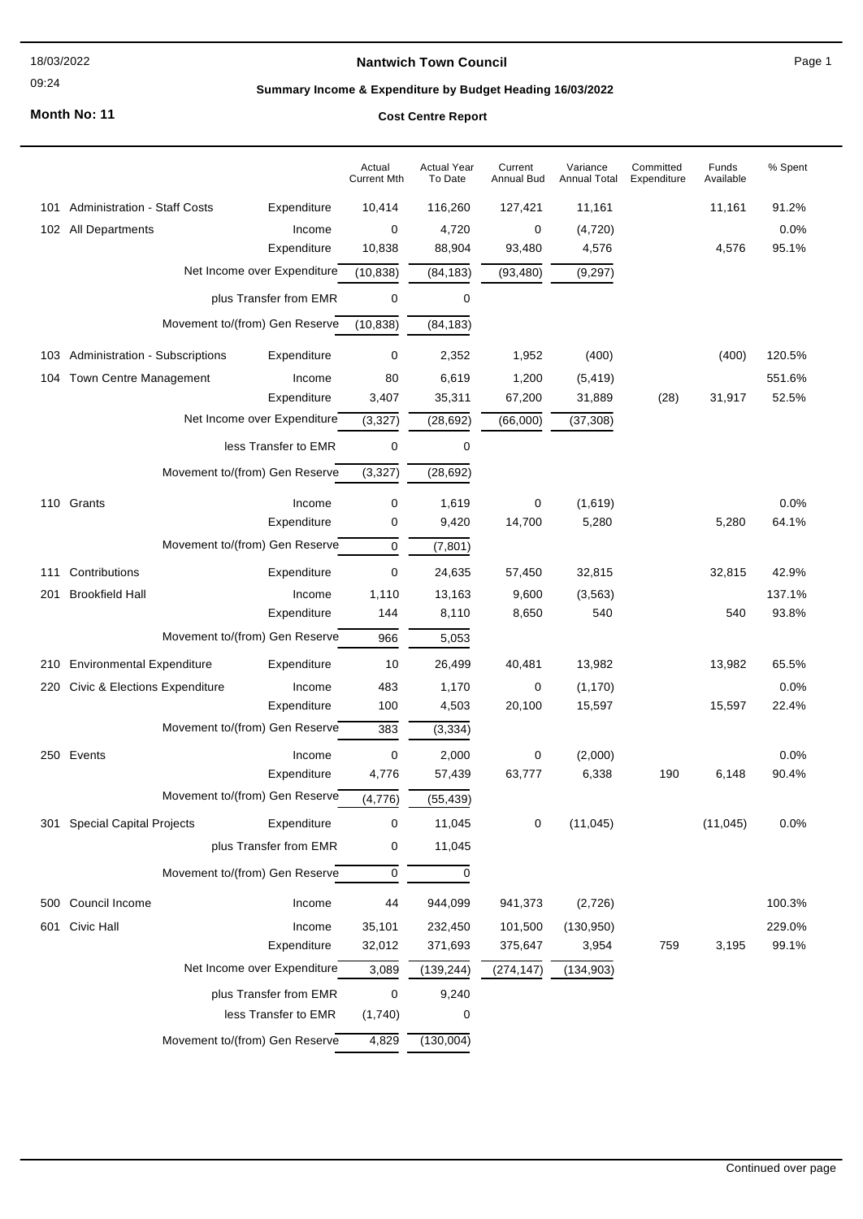**Nantwich Town Council**

**Summary Income & Expenditure by Budget Heading 16/03/2022**

18/03/2022
09:24

**Month No: 11**

**Cost Centre Report**

| | | | Actual Current Mth | Actual Year To Date | Current Annual Bud | Variance Annual Total | Committed Expenditure | Funds Available | % Spent |
|---|---|---|---|---|---|---|---|---|---|
| 101 | Administration - Staff Costs | Expenditure | 10,414 | 116,260 | 127,421 | 11,161 | | 11,161 | 91.2% |
| 102 | All Departments | Income | 0 | 4,720 | 0 | (4,720) | | | 0.0% |
| | | Expenditure | 10,838 | 88,904 | 93,480 | 4,576 | | 4,576 | 95.1% |
| | | Net Income over Expenditure | (10,838) | (84,183) | (93,480) | (9,297) | | | |
| | | plus Transfer from EMR | 0 | 0 | | | | | |
| | | Movement to/(from) Gen Reserve | (10,838) | (84,183) | | | | | |
| 103 | Administration - Subscriptions | Expenditure | 0 | 2,352 | 1,952 | (400) | | (400) | 120.5% |
| 104 | Town Centre Management | Income | 80 | 6,619 | 1,200 | (5,419) | | | 551.6% |
| | | Expenditure | 3,407 | 35,311 | 67,200 | 31,889 | (28) | 31,917 | 52.5% |
| | | Net Income over Expenditure | (3,327) | (28,692) | (66,000) | (37,308) | | | |
| | | less Transfer to EMR | 0 | 0 | | | | | |
| | | Movement to/(from) Gen Reserve | (3,327) | (28,692) | | | | | |
| 110 | Grants | Income | 0 | 1,619 | 0 | (1,619) | | | 0.0% |
| | | Expenditure | 0 | 9,420 | 14,700 | 5,280 | | 5,280 | 64.1% |
| | | Movement to/(from) Gen Reserve | 0 | (7,801) | | | | | |
| 111 | Contributions | Expenditure | 0 | 24,635 | 57,450 | 32,815 | | 32,815 | 42.9% |
| 201 | Brookfield Hall | Income | 1,110 | 13,163 | 9,600 | (3,563) | | | 137.1% |
| | | Expenditure | 144 | 8,110 | 8,650 | 540 | | 540 | 93.8% |
| | | Movement to/(from) Gen Reserve | 966 | 5,053 | | | | | |
| 210 | Environmental Expenditure | Expenditure | 10 | 26,499 | 40,481 | 13,982 | | 13,982 | 65.5% |
| 220 | Civic & Elections Expenditure | Income | 483 | 1,170 | 0 | (1,170) | | | 0.0% |
| | | Expenditure | 100 | 4,503 | 20,100 | 15,597 | | 15,597 | 22.4% |
| | | Movement to/(from) Gen Reserve | 383 | (3,334) | | | | | |
| 250 | Events | Income | 0 | 2,000 | 0 | (2,000) | | | 0.0% |
| | | Expenditure | 4,776 | 57,439 | 63,777 | 6,338 | 190 | 6,148 | 90.4% |
| | | Movement to/(from) Gen Reserve | (4,776) | (55,439) | | | | | |
| 301 | Special Capital Projects | Expenditure | 0 | 11,045 | 0 | (11,045) | | (11,045) | 0.0% |
| | | plus Transfer from EMR | 0 | 11,045 | | | | | |
| | | Movement to/(from) Gen Reserve | 0 | 0 | | | | | |
| 500 | Council Income | Income | 44 | 944,099 | 941,373 | (2,726) | | | 100.3% |
| 601 | Civic Hall | Income | 35,101 | 232,450 | 101,500 | (130,950) | | | 229.0% |
| | | Expenditure | 32,012 | 371,693 | 375,647 | 3,954 | 759 | 3,195 | 99.1% |
| | | Net Income over Expenditure | 3,089 | (139,244) | (274,147) | (134,903) | | | |
| | | plus Transfer from EMR | 0 | 9,240 | | | | | |
| | | less Transfer to EMR | (1,740) | 0 | | | | | |
| | | Movement to/(from) Gen Reserve | 4,829 | (130,004) | | | | | |

Continued over page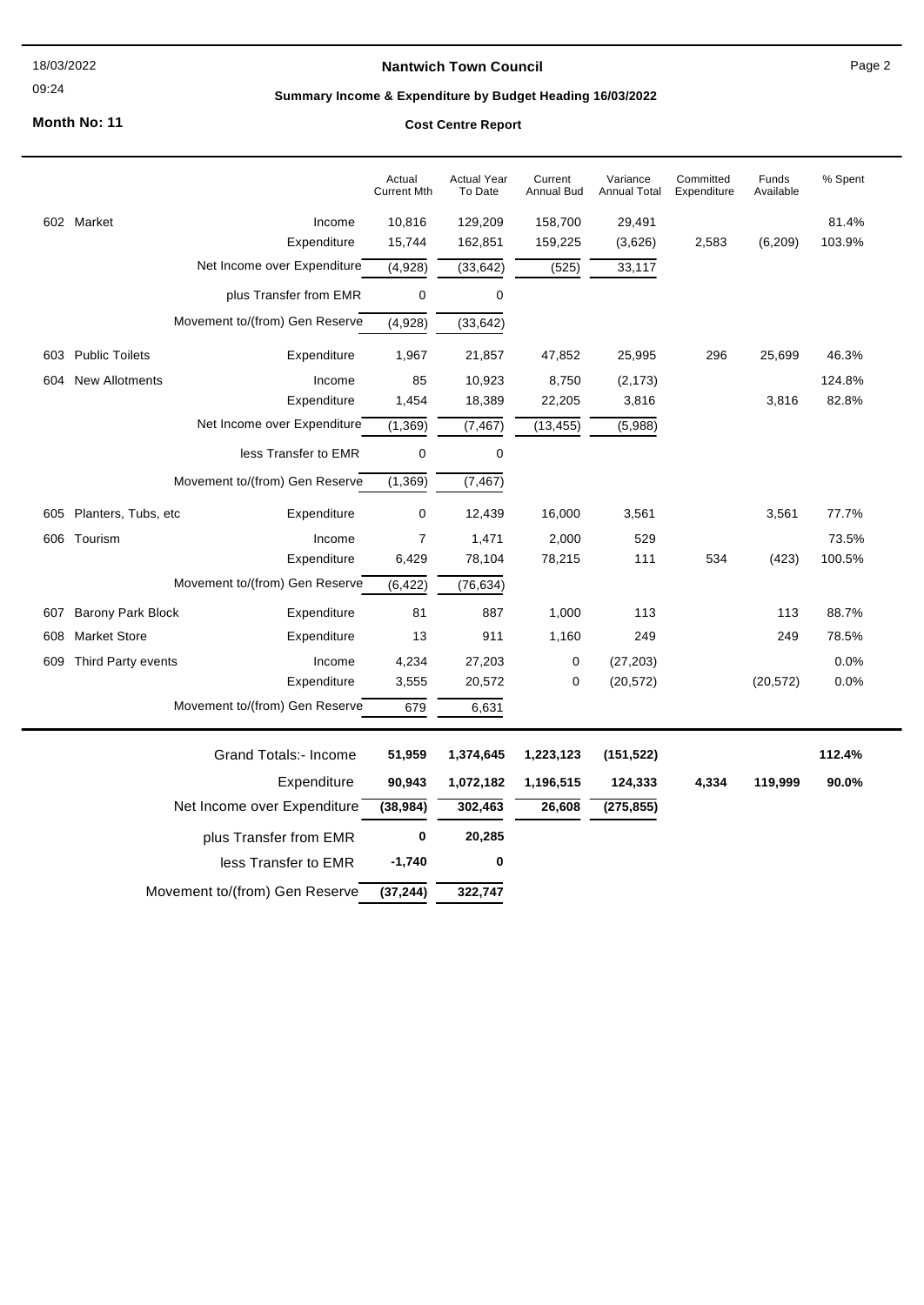# Nantwich Town Council

## Summary Income & Expenditure by Budget Heading 16/03/2022

**Month No: 11**

**Cost Centre Report**

18/03/2022
09:24

| | | | Actual Current Mth | Actual Year To Date | Current Annual Bud | Variance Annual Total | Committed Expenditure | Funds Available | % Spent |
|---|---|---|---|---|---|---|---|---|---|
| 602 | Market | Income | 10,816 | 129,209 | 158,700 | 29,491 | | | 81.4% |
| | | Expenditure | 15,744 | 162,851 | 159,225 | (3,626) | 2,583 | (6,209) | 103.9% |
| | | Net Income over Expenditure | (4,928) | (33,642) | (525) | 33,117 | | | |
| | | plus Transfer from EMR | 0 | 0 | | | | | |
| | | Movement to/(from) Gen Reserve | (4,928) | (33,642) | | | | | |
| 603 | Public Toilets | Expenditure | 1,967 | 21,857 | 47,852 | 25,995 | 296 | 25,699 | 46.3% |
| 604 | New Allotments | Income | 85 | 10,923 | 8,750 | (2,173) | | | 124.8% |
| | | Expenditure | 1,454 | 18,389 | 22,205 | 3,816 | | 3,816 | 82.8% |
| | | Net Income over Expenditure | (1,369) | (7,467) | (13,455) | (5,988) | | | |
| | | less Transfer to EMR | 0 | 0 | | | | | |
| | | Movement to/(from) Gen Reserve | (1,369) | (7,467) | | | | | |
| 605 | Planters, Tubs, etc | Expenditure | 0 | 12,439 | 16,000 | 3,561 | | 3,561 | 77.7% |
| 606 | Tourism | Income | 7 | 1,471 | 2,000 | 529 | | | 73.5% |
| | | Expenditure | 6,429 | 78,104 | 78,215 | 111 | 534 | (423) | 100.5% |
| | | Movement to/(from) Gen Reserve | (6,422) | (76,634) | | | | | |
| 607 | Barony Park Block | Expenditure | 81 | 887 | 1,000 | 113 | | 113 | 88.7% |
| 608 | Market Store | Expenditure | 13 | 911 | 1,160 | 249 | | 249 | 78.5% |
| 609 | Third Party events | Income | 4,234 | 27,203 | 0 | (27,203) | | | 0.0% |
| | | Expenditure | 3,555 | 20,572 | 0 | (20,572) | | (20,572) | 0.0% |
| | | Movement to/(from) Gen Reserve | 679 | 6,631 | | | | | |
| | | **Grand Totals:- Income** | **51,959** | **1,374,645** | **1,223,123** | **(151,522)** | | | **112.4%** |
| | | **Expenditure** | **90,943** | **1,072,182** | **1,196,515** | **124,333** | **4,334** | **119,999** | **90.0%** |
| | | **Net Income over Expenditure** | **(38,984)** | **302,463** | **26,608** | **(275,855)** | | | |
| | | **plus Transfer from EMR** | **0** | **20,285** | | | | | |
| | | **less Transfer to EMR** | **-1,740** | **0** | | | | | |
| | | **Movement to/(from) Gen Reserve** | **(37,244)** | **322,747** | | | | | |